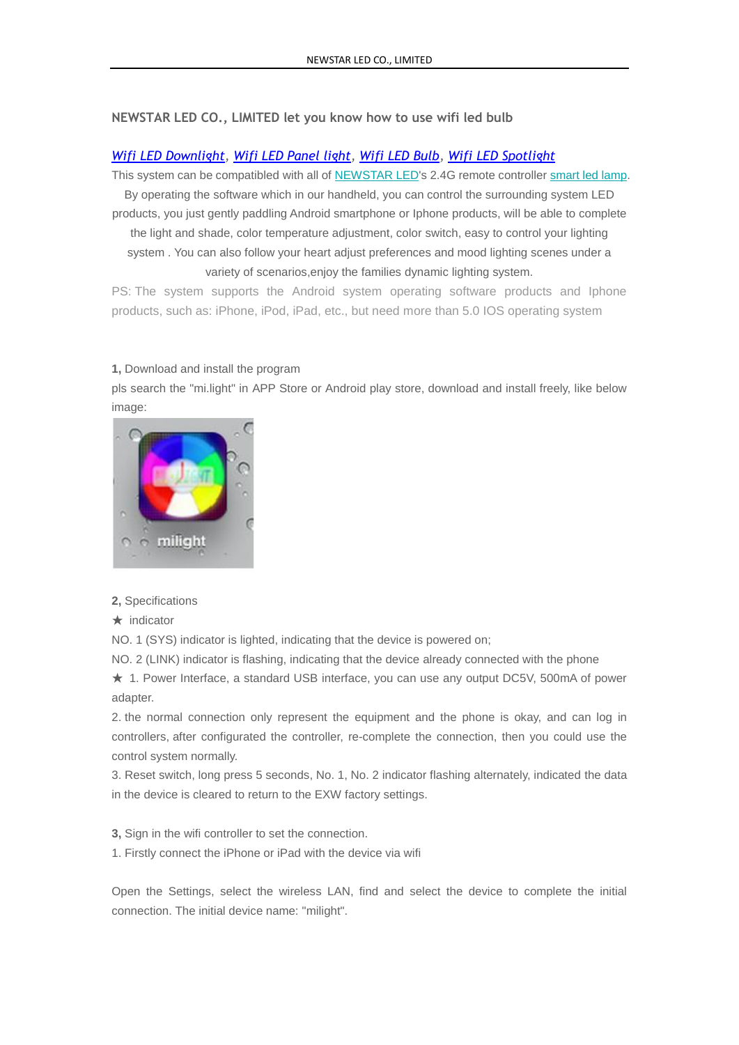## NEWSTAR LED CO., LIMITED let you know how to use wifi led bulb

*Wifi LED Downlight*, *Wifi LED Panel light*, *Wifi LED Bulb*, *Wifi LED Spotlight*

This system can be compatibled with all of NEWSTAR LED's 2.4G remote controller smart led lamp. By operating the software which in our handheld, you can control the surrounding system LED products, you just gently paddling Android smartphone or Iphone products, will be able to complete the light and shade, color temperature adjustment, color switch, easy to control your lighting system . You can also follow your heart adjust preferences and mood lighting scenes under a variety of scenarios,enjoy the families dynamic lighting system.

PS: The system supports the Android system operating software products and Iphone products, such as: iPhone, iPod, iPad, etc., but need more than 5.0 IOS operating system

**1,** Download and install the program

pls search the "mi.light" in APP Store or Android play store, download and install freely, like below image:

**2,** Specifications

★ indicator

NO. 1 (SYS) indicator is lighted, indicating that the device is powered on;

NO. 2 (LINK) indicator is flashing, indicating that the device already connected with the phone

★ 1. Power Interface, a standard USB interface, you can use any output DC5V, 500mA of power adapter.

2. the normal connection only represent the equipment and the phone is okay, and can log in controllers, after configurated the controller, re-complete the connection, then you could use the control system normally.

3. Reset switch, long press 5 seconds, No. 1, No. 2 indicator flashing alternately, indicated the data in the device is cleared to return to the EXW factory settings.

**3,** Sign in the wifi controller to set the connection.

1. Firstly connect the iPhone or iPad with the device via wifi

Open the Settings, select the wireless LAN, find and select the device to complete the initial connection. The initial device name: "milight".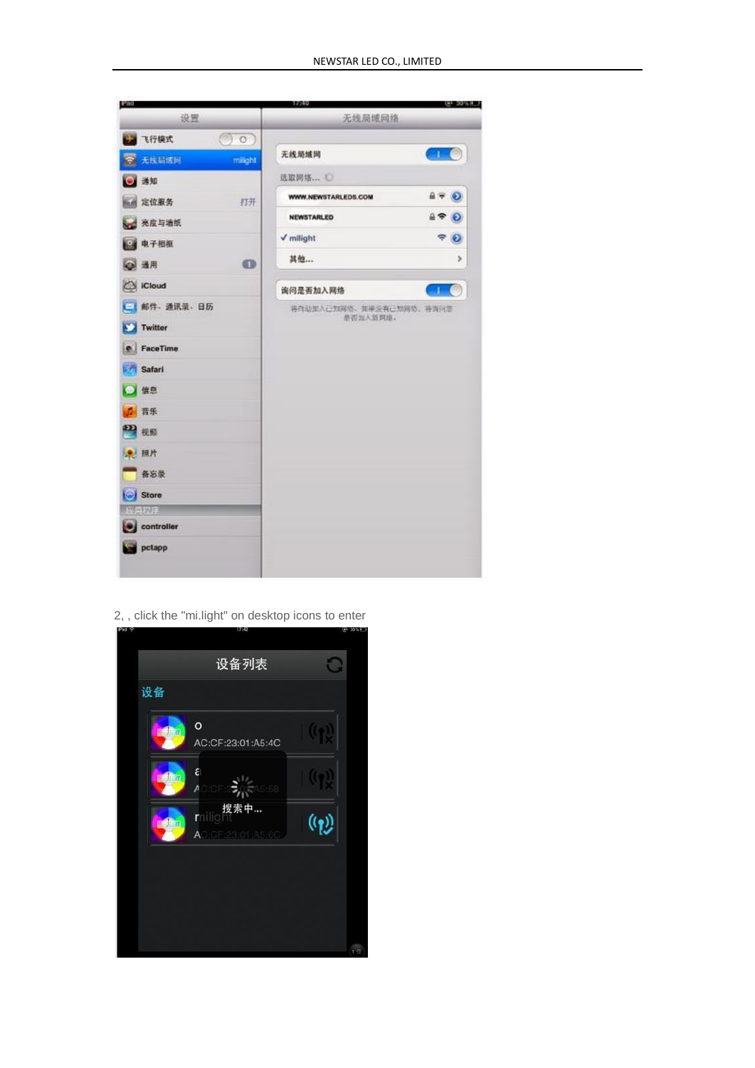2, , click the "mi.light" on desktop icons to enter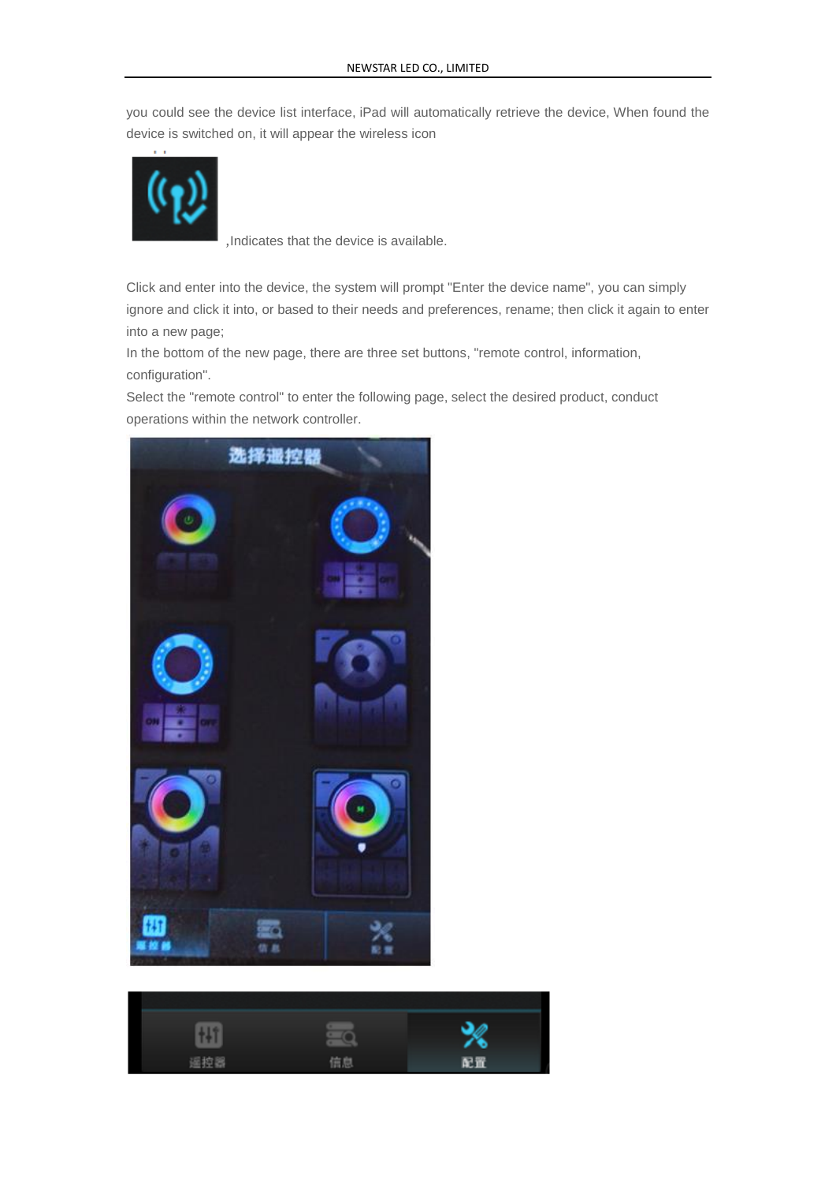you could see the device list interface, iPad will automatically retrieve the device, When found the device is switched on, it will appear the wireless icon

,Indicates that the device is available.

Click and enter into the device, the system will prompt "Enter the device name", you can simply ignore and click it into, or based to their needs and preferences, rename; then click it again to enter into a new page;

In the bottom of the new page, there are three set buttons, "remote control, information, configuration".

Select the "remote control" to enter the following page, select the desired product, conduct operations within the network controller.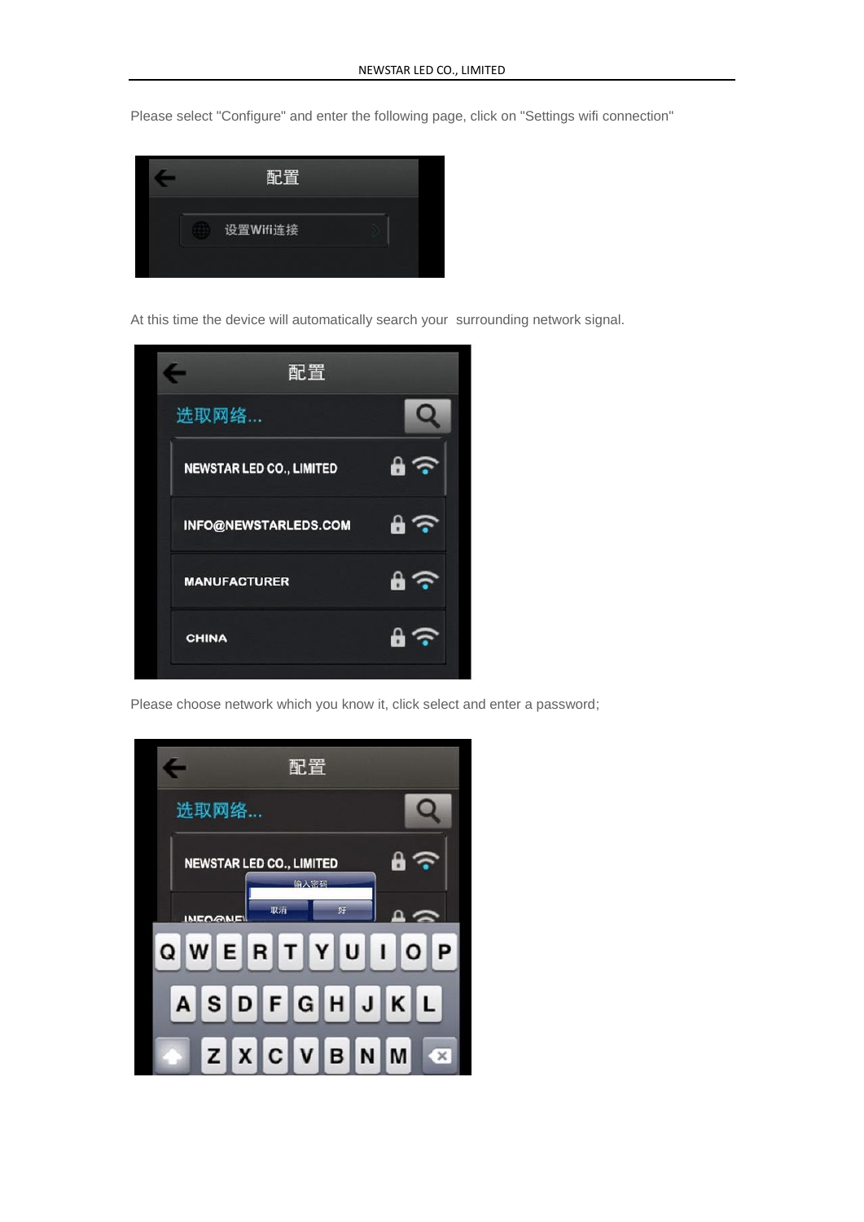Please select "Configure" and enter the following page, click on "Settings wifi connection"

At this time the device will automatically search your surrounding network signal.

Please choose network which you know it, click select and enter a password;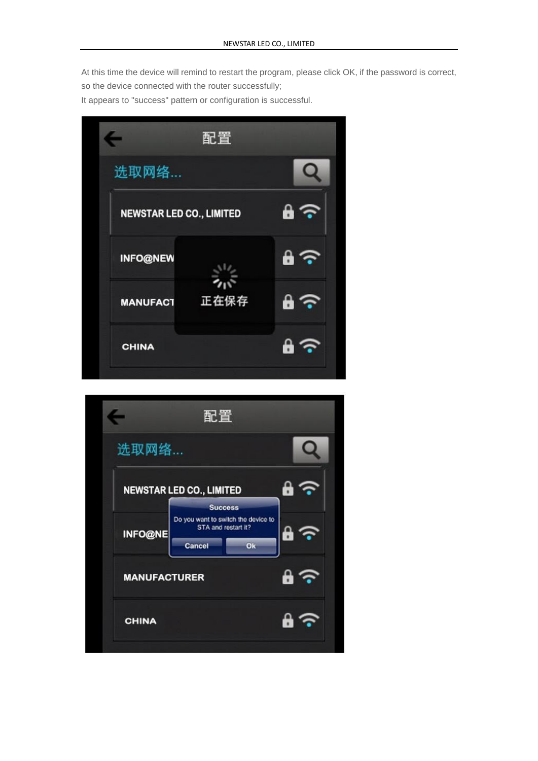At this time the device will remind to restart the program, please click OK, if the password is correct, so the device connected with the router successfully;

It appears to "success" pattern or configuration is successful.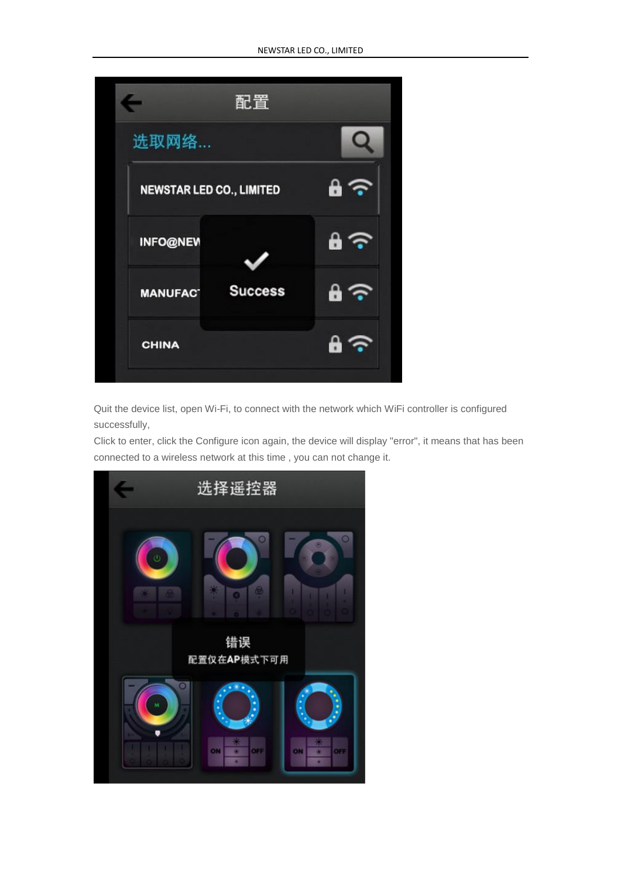Quit the device list, open Wi-Fi, to connect with the network which WiFi controller is configured successfully,

Click to enter, click the Configure icon again, the device will display "error", it means that has been connected to a wireless network at this time , you can not change it.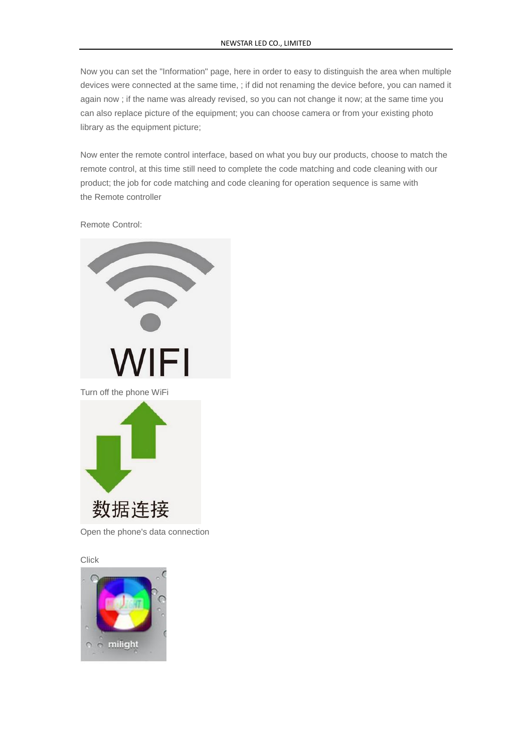Now you can set the "Information" page, here in order to easy to distinguish the area when multiple devices were connected at the same time, ; if did not renaming the device before, you can named it again now ; if the name was already revised, so you can not change it now; at the same time you can also replace picture of the equipment; you can choose camera or from your existing photo library as the equipment picture;

Now enter the remote control interface, based on what you buy our products, choose to match the remote control, at this time still need to complete the code matching and code cleaning with our product; the job for code matching and code cleaning for operation sequence is same with the Remote controller

Remote Control:

Turn off the phone WiFi

Open the phone's data connection

Click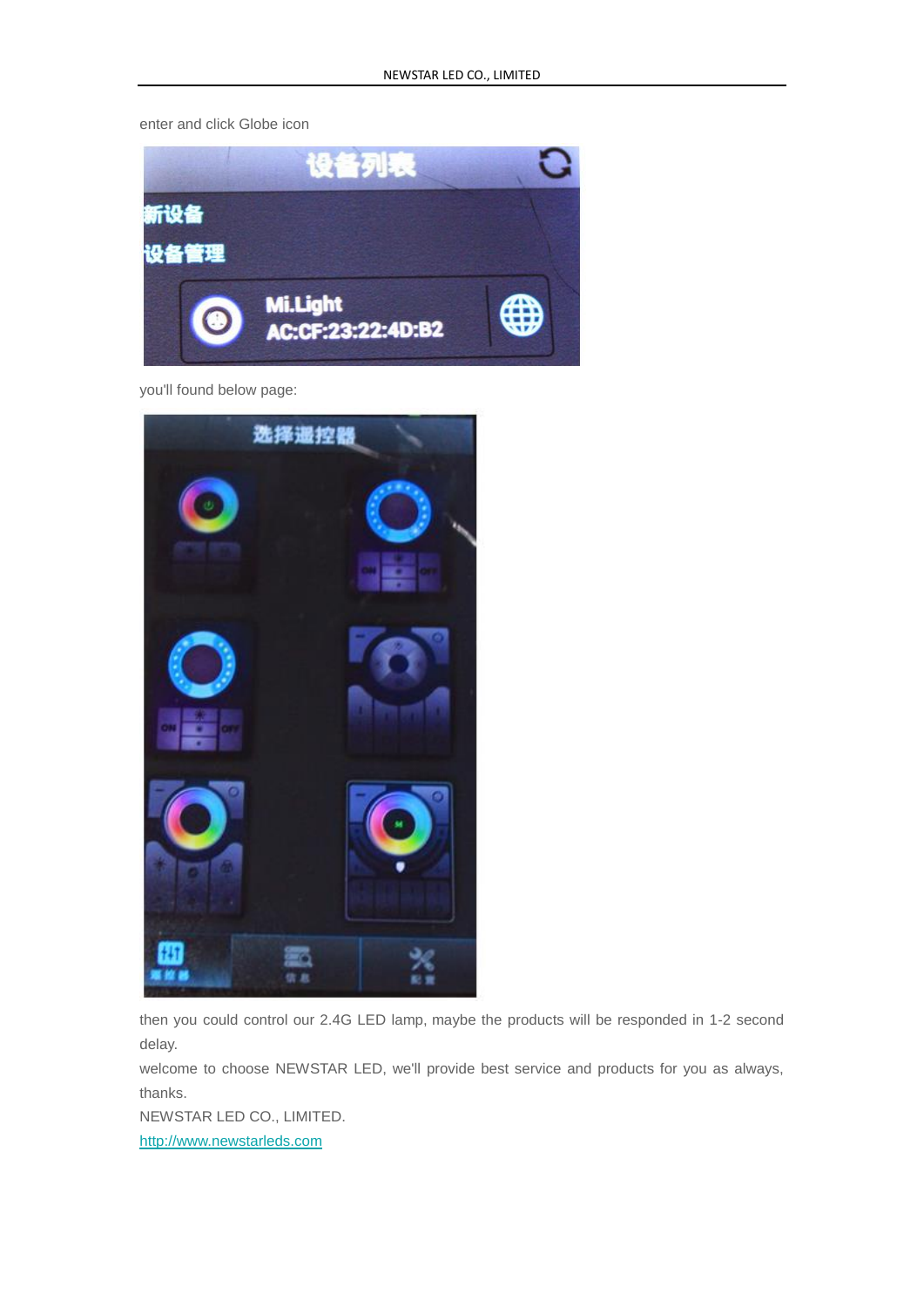enter and click Globe icon

you'll found below page:

then you could control our 2.4G LED lamp, maybe the products will be responded in 1-2 second delay.

welcome to choose NEWSTAR LED, we'll provide best service and products for you as always, thanks.

NEWSTAR LED CO., LIMITED.

[http://www.newstarleds.com](http://www.newstarleds.com)